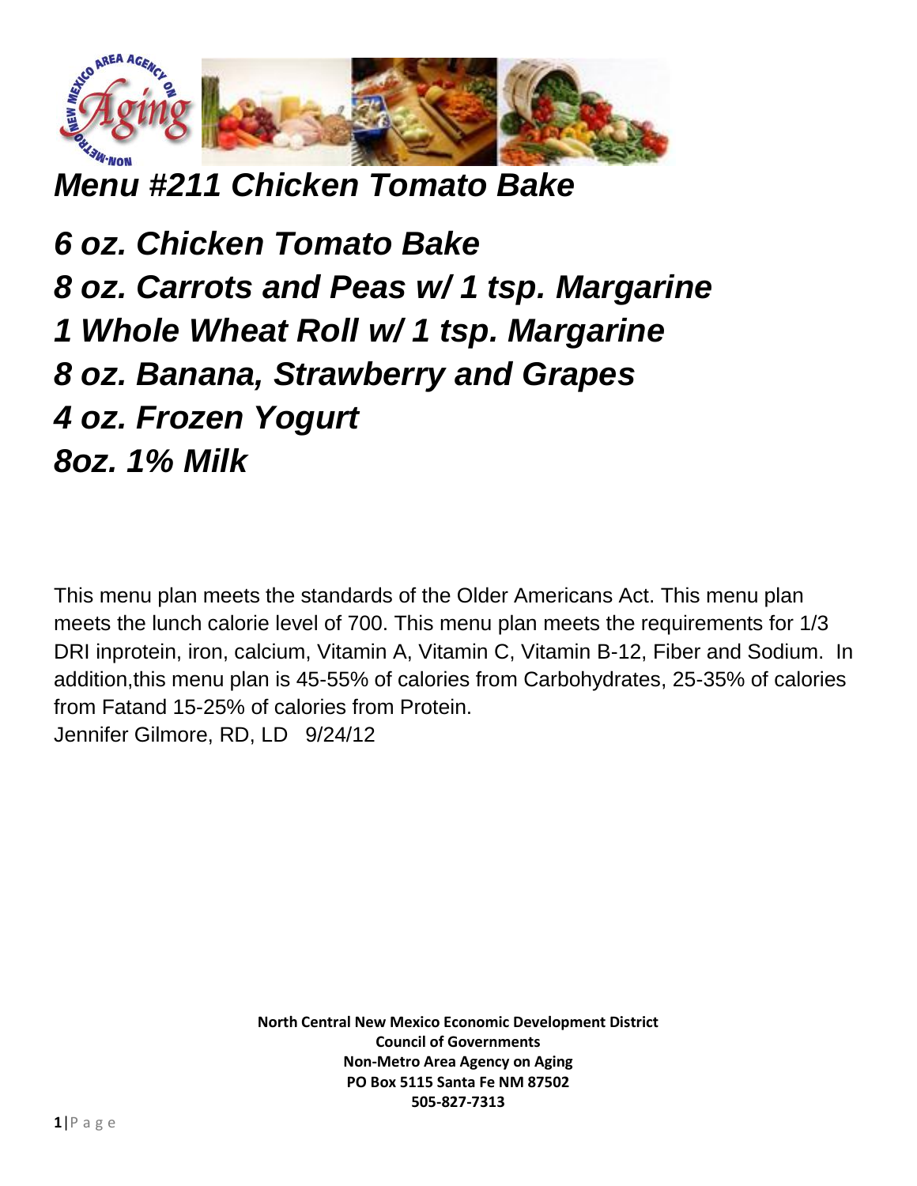# *Menu #211 Chicken Tomato Bake*

***6 oz. Chicken Tomato Bake***
***8 oz. Carrots and Peas w/ 1 tsp. Margarine***
***1 Whole Wheat Roll w/ 1 tsp. Margarine***
***8 oz. Banana, Strawberry and Grapes***
***4 oz. Frozen Yogurt***
***8oz. 1% Milk***

This menu plan meets the standards of the Older Americans Act. This menu plan meets the lunch calorie level of 700. This menu plan meets the requirements for 1/3 DRI inprotein, iron, calcium, Vitamin A, Vitamin C, Vitamin B-12, Fiber and Sodium. In addition,this menu plan is 45-55% of calories from Carbohydrates, 25-35% of calories from Fatand 15-25% of calories from Protein.
Jennifer Gilmore, RD, LD 9/24/12

**North Central New Mexico Economic Development District**
**Council of Governments**
**Non-Metro Area Agency on Aging**
**PO Box 5115 Santa Fe NM 87502**
**505-827-7313**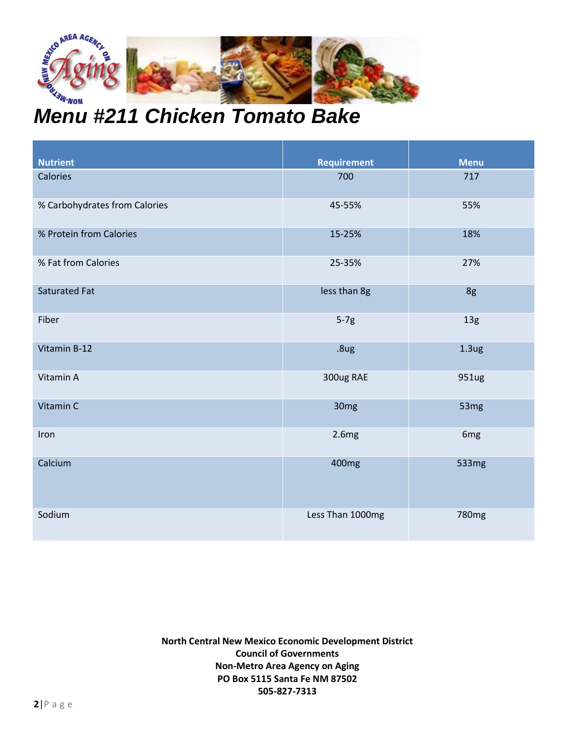# Menu #211 Chicken Tomato Bake

| Nutrient | Requirement | Menu |
|---|---|---|
| Calories | 700 | 717 |
| % Carbohydrates from Calories | 45-55% | 55% |
| % Protein from Calories | 15-25% | 18% |
| % Fat from Calories | 25-35% | 27% |
| Saturated Fat | less than 8g | 8g |
| Fiber | 5-7g | 13g |
| Vitamin B-12 | .8ug | 1.3ug |
| Vitamin A | 300ug RAE | 951ug |
| Vitamin C | 30mg | 53mg |
| Iron | 2.6mg | 6mg |
| Calcium | 400mg | 533mg |
| Sodium | Less Than 1000mg | 780mg |

**North Central New Mexico Economic Development District**
**Council of Governments**
**Non-Metro Area Agency on Aging**
**PO Box 5115 Santa Fe NM 87502**
**505-827-7313**